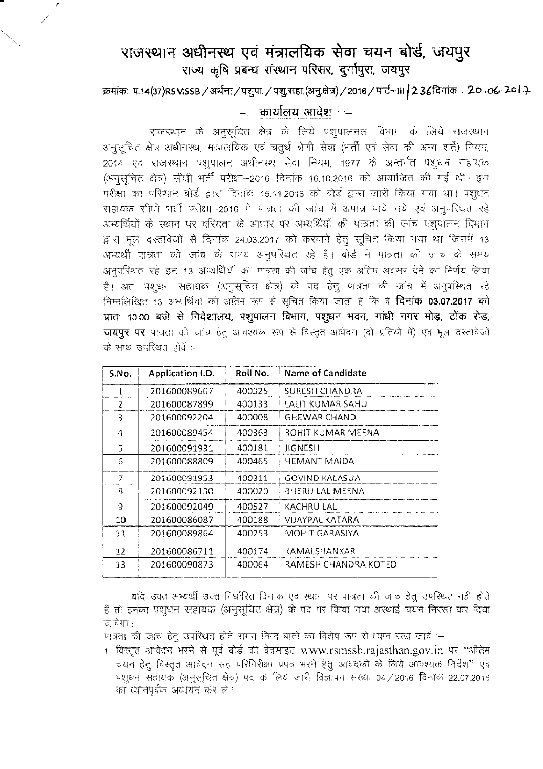# राजस्थान अधीनस्थ एवं मंत्रालयिक सेवा चयन बोर्ड, जयपुर

## राज्य कृषि प्रबन्ध संस्थान परिसर, दुर्गापुरा, जयपुर

क्रमांकः प.14(37)RSMSSB/अर्थना/पशुपा./पशु.सहा.(अनु.क्षेत्र)/2016/पार्ट–III/236 दिनांक : 20.06.2017

### –: कार्यालय आदेश :–

राजस्थान के अनुसूचित क्षेत्र के लिये पशुपालनल विभाग के लिये राजस्थान अनुसूचित क्षेत्र अधीनस्थ, मंत्रालयिक एवं चतुर्थ श्रेणी सेवा (भर्ती एवं सेवा की अन्य शर्तें) नियम, 2014 एवं राजस्थान पशुपालन अधीनस्थ सेवा नियम, 1977 के अन्तर्गत पशुधन सहायक (अनुसूचित क्षेत्र) सीधी भर्ती परीक्षा–2016 दिनांक 16.10.2016 को आयोजित की गई थी। इस परीक्षा का परिणाम बोर्ड द्वारा दिनांक 15.11.2016 को बोर्ड द्वारा जारी किया गया था। पशुधन सहायक सीधी भर्ती परीक्षा–2016 में पात्रता की जांच में अपात्र पाये गये एवं अनुपस्थित रहे अभ्यर्थियों के स्थान पर वरियता के आधार पर अभ्यर्थियों की पात्रता की जांच पशुपालन विभाग द्वारा मूल दस्तावेजों से दिनांक 24.03.2017 को करवाने हेतु सूचित किया गया था जिसमें 13 अभ्यर्थी पात्रता की जांच के समय अनुपस्थित रहे हैं। बोर्ड ने पात्रता की जांच के समय अनुपस्थित रहे इन 13 अभ्यर्थियों को पात्रता की जांच हेतु एक अंतिम अवसर देने का निर्णय लिया है। अतः पशुधन सहायक (अनुसूचित क्षेत्र) के पद हेतु पात्रता की जांच में अनुपस्थित रहे निम्नलिखित 13 अभ्यर्थियों को अंतिम रूप से सूचित किया जाता है कि वे **दिनांक 03.07.2017 को प्रातः 10.00 बजे से निदेशालय, पशुपालन विभाग, पशुधन भवन, गांधी नगर मोड़, टोंक रोड, जयपुर पर** पात्रता की जांच हेतु आवश्यक रूप से विस्तृत आवेदन (दो प्रतियों में) एवं मूल दस्तावेजों के साथ उपस्थित होवें :–

| S.No. | Application I.D. | Roll No. | Name of Candidate |
|---|---|---|---|
| 1 | 201600089667 | 400325 | SURESH CHANDRA |
| 2 | 201600087899 | 400133 | LALIT KUMAR SAHU |
| 3 | 201600092204 | 400008 | GHEWAR CHAND |
| 4 | 201600089454 | 400363 | ROHIT KUMAR MEENA |
| 5 | 201600091931 | 400181 | JIGNESH |
| 6 | 201600088809 | 400465 | HEMANT MAIDA |
| 7 | 201600091953 | 400311 | GOVIND KALASUA |
| 8 | 201600092130 | 400020 | BHERU LAL MEENA |
| 9 | 201600092049 | 400527 | KACHRU LAL |
| 10 | 201600086087 | 400188 | VIJAYPAL KATARA |
| 11 | 201600089864 | 400253 | MOHIT GARASIYA |
| 12 | 201600086711 | 400174 | KAMALSHANKAR |
| 13 | 201600090873 | 400064 | RAMESH CHANDRA KOTED |

यदि उक्त अभ्यर्थी उक्त निर्धारित दिनांक एवं स्थान पर पात्रता की जांच हेतु उपस्थित नहीं होते हैं तो इनका पशुधन सहायक (अनुसूचित क्षेत्र) के पद पर किया गया अस्थाई चयन निरस्त कर दिया जावेगा।

पात्रता की जांच हेतु उपस्थित होते समय निम्न बातों का विशेष रूप से ध्यान रखा जावें :–

1. विस्तृत आवेदन भरने से पूर्व बोर्ड की वेबसाइट www.rsmssb.rajasthan.gov.in पर "अंतिम चयन हेतु विस्तृत आवेदन सह परिनिरीक्षा प्रपत्र भरने हेतु आवेदकों के लिये आवश्यक निर्देश" एवं पशुधन सहायक (अनुसूचित क्षेत्र) पद के लिये जारी विज्ञापन संख्या 04/2016 दिनांक 22.07.2016 का ध्यानपूर्वक अध्ययन कर लें।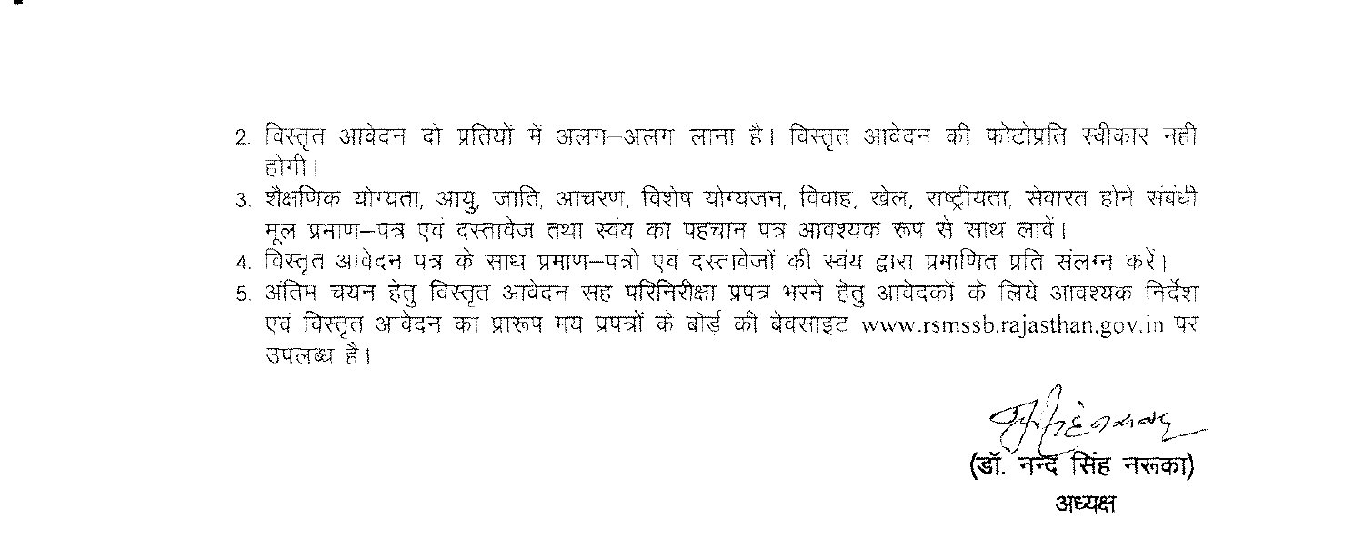2. विस्तृत आवेदन दो प्रतियों में अलग–अलग लाना है। विस्तृत आवेदन की फोटोप्रति स्वीकार नही होगी।
3. शैक्षणिक योग्यता, आयु, जाति, आचरण, विशेष योग्यजन, विवाह, खेल, राष्ट्रीयता, सेवारत होने संबंधी मूल प्रमाण–पत्र एवं दस्तावेज तथा स्वंय का पहचान पत्र आवश्यक रूप से साथ लावें।
4. विस्तृत आवेदन पत्र के साथ प्रमाण–पत्रो एवं दस्तावेजों की स्वंय द्वारा प्रमाणित प्रति संलग्न करें।
5. अंतिम चयन हेतु विस्तृत आवेदन सह परिनिरीक्षा प्रपत्र भरने हेतु आवेदकों के लिये आवश्यक निर्देश एवं विस्तृत आवेदन का प्रारूप मय प्रपत्रों के बोर्ड की बेवसाइट www.rsmssb.rajasthan.gov.in पर उपलब्ध है।

(डॉ. नन्द सिंह नरूका)
अध्यक्ष